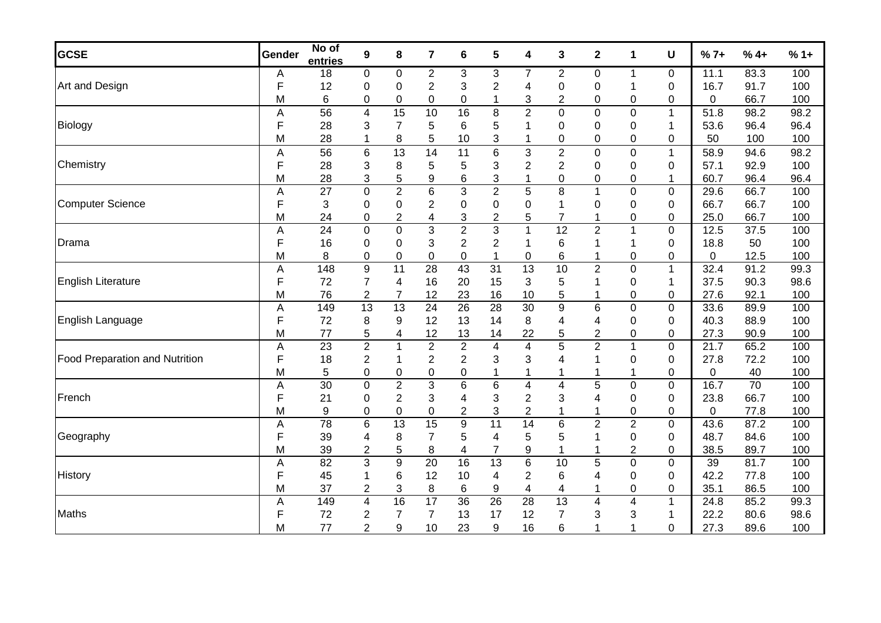| GCSE | Gender | No of entries | 9 | 8 | 7 | 6 | 5 | 4 | 3 | 2 | 1 | U | % 7+ | % 4+ | % 1+ |
|---|---|---|---|---|---|---|---|---|---|---|---|---|---|---|---|
| Art and Design | A | 18 | 0 | 0 | 2 | 3 | 3 | 7 | 2 | 0 | 1 | 0 | 11.1 | 83.3 | 100 |
| | F | 12 | 0 | 0 | 2 | 3 | 2 | 4 | 0 | 0 | 1 | 0 | 16.7 | 91.7 | 100 |
| | M | 6 | 0 | 0 | 0 | 0 | 1 | 3 | 2 | 0 | 0 | 0 | 0 | 66.7 | 100 |
| Biology | A | 56 | 4 | 15 | 10 | 16 | 8 | 2 | 0 | 0 | 0 | 1 | 51.8 | 98.2 | 98.2 |
| | F | 28 | 3 | 7 | 5 | 6 | 5 | 1 | 0 | 0 | 0 | 1 | 53.6 | 96.4 | 96.4 |
| | M | 28 | 1 | 8 | 5 | 10 | 3 | 1 | 0 | 0 | 0 | 0 | 50 | 100 | 100 |
| Chemistry | A | 56 | 6 | 13 | 14 | 11 | 6 | 3 | 2 | 0 | 0 | 1 | 58.9 | 94.6 | 98.2 |
| | F | 28 | 3 | 8 | 5 | 5 | 3 | 2 | 2 | 0 | 0 | 0 | 57.1 | 92.9 | 100 |
| | M | 28 | 3 | 5 | 9 | 6 | 3 | 1 | 0 | 0 | 0 | 1 | 60.7 | 96.4 | 96.4 |
| Computer Science | A | 27 | 0 | 2 | 6 | 3 | 2 | 5 | 8 | 1 | 0 | 0 | 29.6 | 66.7 | 100 |
| | F | 3 | 0 | 0 | 2 | 0 | 0 | 0 | 1 | 0 | 0 | 0 | 66.7 | 66.7 | 100 |
| | M | 24 | 0 | 2 | 4 | 3 | 2 | 5 | 7 | 1 | 0 | 0 | 25.0 | 66.7 | 100 |
| Drama | A | 24 | 0 | 0 | 3 | 2 | 3 | 1 | 12 | 2 | 1 | 0 | 12.5 | 37.5 | 100 |
| | F | 16 | 0 | 0 | 3 | 2 | 2 | 1 | 6 | 1 | 1 | 0 | 18.8 | 50 | 100 |
| | M | 8 | 0 | 0 | 0 | 0 | 1 | 0 | 6 | 1 | 0 | 0 | 0 | 12.5 | 100 |
| English Literature | A | 148 | 9 | 11 | 28 | 43 | 31 | 13 | 10 | 2 | 0 | 1 | 32.4 | 91.2 | 99.3 |
| | F | 72 | 7 | 4 | 16 | 20 | 15 | 3 | 5 | 1 | 0 | 1 | 37.5 | 90.3 | 98.6 |
| | M | 76 | 2 | 7 | 12 | 23 | 16 | 10 | 5 | 1 | 0 | 0 | 27.6 | 92.1 | 100 |
| English Language | A | 149 | 13 | 13 | 24 | 26 | 28 | 30 | 9 | 6 | 0 | 0 | 33.6 | 89.9 | 100 |
| | F | 72 | 8 | 9 | 12 | 13 | 14 | 8 | 4 | 4 | 0 | 0 | 40.3 | 88.9 | 100 |
| | M | 77 | 5 | 4 | 12 | 13 | 14 | 22 | 5 | 2 | 0 | 0 | 27.3 | 90.9 | 100 |
| Food Preparation and Nutrition | A | 23 | 2 | 1 | 2 | 2 | 4 | 4 | 5 | 2 | 1 | 0 | 21.7 | 65.2 | 100 |
| | F | 18 | 2 | 1 | 2 | 2 | 3 | 3 | 4 | 1 | 0 | 0 | 27.8 | 72.2 | 100 |
| | M | 5 | 0 | 0 | 0 | 0 | 1 | 1 | 1 | 1 | 1 | 0 | 0 | 40 | 100 |
| French | A | 30 | 0 | 2 | 3 | 6 | 6 | 4 | 4 | 5 | 0 | 0 | 16.7 | 70 | 100 |
| | F | 21 | 0 | 2 | 3 | 4 | 3 | 2 | 3 | 4 | 0 | 0 | 23.8 | 66.7 | 100 |
| | M | 9 | 0 | 0 | 0 | 2 | 3 | 2 | 1 | 1 | 0 | 0 | 0 | 77.8 | 100 |
| Geography | A | 78 | 6 | 13 | 15 | 9 | 11 | 14 | 6 | 2 | 2 | 0 | 43.6 | 87.2 | 100 |
| | F | 39 | 4 | 8 | 7 | 5 | 4 | 5 | 5 | 1 | 0 | 0 | 48.7 | 84.6 | 100 |
| | M | 39 | 2 | 5 | 8 | 4 | 7 | 9 | 1 | 1 | 2 | 0 | 38.5 | 89.7 | 100 |
| History | A | 82 | 3 | 9 | 20 | 16 | 13 | 6 | 10 | 5 | 0 | 0 | 39 | 81.7 | 100 |
| | F | 45 | 1 | 6 | 12 | 10 | 4 | 2 | 6 | 4 | 0 | 0 | 42.2 | 77.8 | 100 |
| | M | 37 | 2 | 3 | 8 | 6 | 9 | 4 | 4 | 1 | 0 | 0 | 35.1 | 86.5 | 100 |
| Maths | A | 149 | 4 | 16 | 17 | 36 | 26 | 28 | 13 | 4 | 4 | 1 | 24.8 | 85.2 | 99.3 |
| | F | 72 | 2 | 7 | 7 | 13 | 17 | 12 | 7 | 3 | 3 | 1 | 22.2 | 80.6 | 98.6 |
| | M | 77 | 2 | 9 | 10 | 23 | 9 | 16 | 6 | 1 | 1 | 0 | 27.3 | 89.6 | 100 |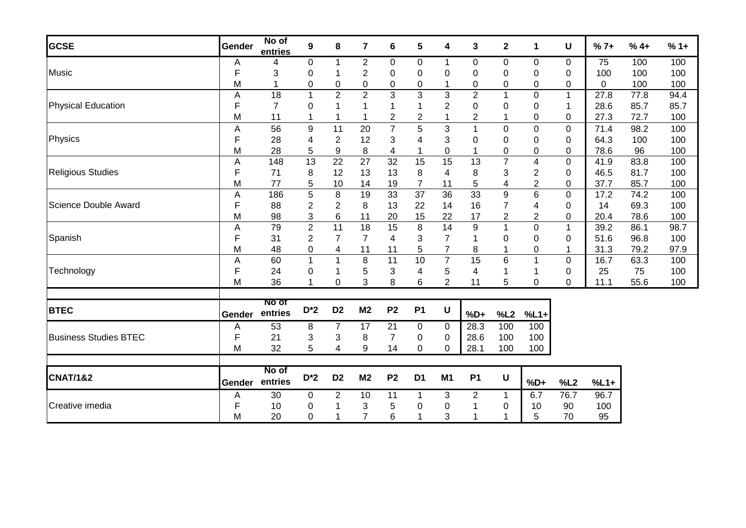| GCSE | Gender | No of entries | 9 | 8 | 7 | 6 | 5 | 4 | 3 | 2 | 1 | U | % 7+ | % 4+ | % 1+ |
|---|---|---|---|---|---|---|---|---|---|---|---|---|---|---|---|
| Music | A | 4 | 0 | 1 | 2 | 0 | 0 | 1 | 0 | 0 | 0 | 0 | 75 | 100 | 100 |
| | F | 3 | 0 | 1 | 2 | 0 | 0 | 0 | 0 | 0 | 0 | 0 | 100 | 100 | 100 |
| | M | 1 | 0 | 0 | 0 | 0 | 0 | 1 | 0 | 0 | 0 | 0 | 0 | 100 | 100 |
| Physical Education | A | 18 | 1 | 2 | 2 | 3 | 3 | 3 | 2 | 1 | 0 | 1 | 27.8 | 77.8 | 94.4 |
| | F | 7 | 0 | 1 | 1 | 1 | 1 | 2 | 0 | 0 | 0 | 1 | 28.6 | 85.7 | 85.7 |
| | M | 11 | 1 | 1 | 1 | 2 | 2 | 1 | 2 | 1 | 0 | 0 | 27.3 | 72.7 | 100 |
| Physics | A | 56 | 9 | 11 | 20 | 7 | 5 | 3 | 1 | 0 | 0 | 0 | 71.4 | 98.2 | 100 |
| | F | 28 | 4 | 2 | 12 | 3 | 4 | 3 | 0 | 0 | 0 | 0 | 64.3 | 100 | 100 |
| | M | 28 | 5 | 9 | 8 | 4 | 1 | 0 | 1 | 0 | 0 | 0 | 78.6 | 96 | 100 |
| Religious Studies | A | 148 | 13 | 22 | 27 | 32 | 15 | 15 | 13 | 7 | 4 | 0 | 41.9 | 83.8 | 100 |
| | F | 71 | 8 | 12 | 13 | 13 | 8 | 4 | 8 | 3 | 2 | 0 | 46.5 | 81.7 | 100 |
| | M | 77 | 5 | 10 | 14 | 19 | 7 | 11 | 5 | 4 | 2 | 0 | 37.7 | 85.7 | 100 |
| Science Double Award | A | 186 | 5 | 8 | 19 | 33 | 37 | 36 | 33 | 9 | 6 | 0 | 17.2 | 74.2 | 100 |
| | F | 88 | 2 | 2 | 8 | 13 | 22 | 14 | 16 | 7 | 4 | 0 | 14 | 69.3 | 100 |
| | M | 98 | 3 | 6 | 11 | 20 | 15 | 22 | 17 | 2 | 2 | 0 | 20.4 | 78.6 | 100 |
| Spanish | A | 79 | 2 | 11 | 18 | 15 | 8 | 14 | 9 | 1 | 0 | 1 | 39.2 | 86.1 | 98.7 |
| | F | 31 | 2 | 7 | 7 | 4 | 3 | 7 | 1 | 0 | 0 | 0 | 51.6 | 96.8 | 100 |
| | M | 48 | 0 | 4 | 11 | 11 | 5 | 7 | 8 | 1 | 0 | 1 | 31.3 | 79.2 | 97.9 |
| Technology | A | 60 | 1 | 1 | 8 | 11 | 10 | 7 | 15 | 6 | 1 | 0 | 16.7 | 63.3 | 100 |
| | F | 24 | 0 | 1 | 5 | 3 | 4 | 5 | 4 | 1 | 1 | 0 | 25 | 75 | 100 |
| | M | 36 | 1 | 0 | 3 | 8 | 6 | 2 | 11 | 5 | 0 | 0 | 11.1 | 55.6 | 100 |

| BTEC | Gender | No of entries | D*2 | D2 | M2 | P2 | P1 | U | %D+ | %L2 | %L1+ |
|---|---|---|---|---|---|---|---|---|---|---|---|
| Business Studies BTEC | A | 53 | 8 | 7 | 17 | 21 | 0 | 0 | 28.3 | 100 | 100 |
| | F | 21 | 3 | 3 | 8 | 7 | 0 | 0 | 28.6 | 100 | 100 |
| | M | 32 | 5 | 4 | 9 | 14 | 0 | 0 | 28.1 | 100 | 100 |

| CNAT/1&2 | Gender | No of entries | D*2 | D2 | M2 | P2 | D1 | M1 | P1 | U | %D+ | %L2 | %L1+ |
|---|---|---|---|---|---|---|---|---|---|---|---|---|---|
| Creative imedia | A | 30 | 0 | 2 | 10 | 11 | 1 | 3 | 2 | 1 | 6.7 | 76.7 | 96.7 |
| | F | 10 | 0 | 1 | 3 | 5 | 0 | 0 | 1 | 0 | 10 | 90 | 100 |
| | M | 20 | 0 | 1 | 7 | 6 | 1 | 3 | 1 | 1 | 5 | 70 | 95 |